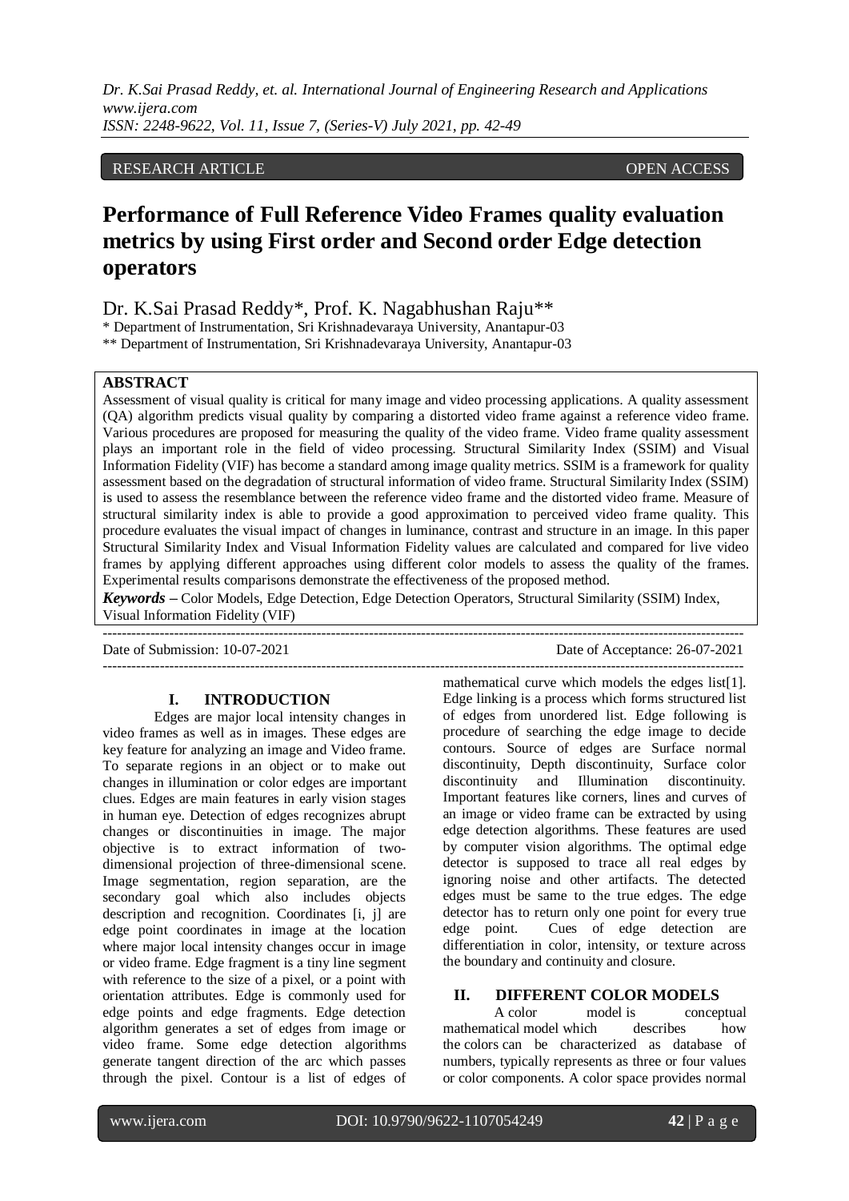RESEARCH ARTICLE OPEN ACCESS

# Performance of Full Reference Video Frames quality evaluation metrics by using First order and Second order Edge detection operators

Dr. K.Sai Prasad Reddy*, Prof. K. Nagabhushan Raju**

\* Department of Instrumentation, Sri Krishnadevaraya University, Anantapur-03

\*\* Department of Instrumentation, Sri Krishnadevaraya University, Anantapur-03

## ABSTRACT

Assessment of visual quality is critical for many image and video processing applications. A quality assessment (QA) algorithm predicts visual quality by comparing a distorted video frame against a reference video frame. Various procedures are proposed for measuring the quality of the video frame. Video frame quality assessment plays an important role in the field of video processing. Structural Similarity Index (SSIM) and Visual Information Fidelity (VIF) has become a standard among image quality metrics. SSIM is a framework for quality assessment based on the degradation of structural information of video frame. Structural Similarity Index (SSIM) is used to assess the resemblance between the reference video frame and the distorted video frame. Measure of structural similarity index is able to provide a good approximation to perceived video frame quality. This procedure evaluates the visual impact of changes in luminance, contrast and structure in an image. In this paper Structural Similarity Index and Visual Information Fidelity values are calculated and compared for live video frames by applying different approaches using different color models to assess the quality of the frames. Experimental results comparisons demonstrate the effectiveness of the proposed method.

***Keywords*** **–** Color Models, Edge Detection, Edge Detection Operators, Structural Similarity (SSIM) Index, Visual Information Fidelity (VIF)

Date of Submission: 10-07-2021 Date of Acceptance: 26-07-2021

## I. INTRODUCTION

Edges are major local intensity changes in video frames as well as in images. These edges are key feature for analyzing an image and Video frame. To separate regions in an object or to make out changes in illumination or color edges are important clues. Edges are main features in early vision stages in human eye. Detection of edges recognizes abrupt changes or discontinuities in image. The major objective is to extract information of two-dimensional projection of three-dimensional scene. Image segmentation, region separation, are the secondary goal which also includes objects description and recognition. Coordinates [i, j] are edge point coordinates in image at the location where major local intensity changes occur in image or video frame. Edge fragment is a tiny line segment with reference to the size of a pixel, or a point with orientation attributes. Edge is commonly used for edge points and edge fragments. Edge detection algorithm generates a set of edges from image or video frame. Some edge detection algorithms generate tangent direction of the arc which passes through the pixel. Contour is a list of edges of mathematical curve which models the edges list[1]. Edge linking is a process which forms structured list of edges from unordered list. Edge following is procedure of searching the edge image to decide contours. Source of edges are Surface normal discontinuity, Depth discontinuity, Surface color discontinuity and Illumination discontinuity. Important features like corners, lines and curves of an image or video frame can be extracted by using edge detection algorithms. These features are used by computer vision algorithms. The optimal edge detector is supposed to trace all real edges by ignoring noise and other artifacts. The detected edges must be same to the true edges. The edge detector has to return only one point for every true edge point. Cues of edge detection are differentiation in color, intensity, or texture across the boundary and continuity and closure.

## II. DIFFERENT COLOR MODELS

A color model is conceptual mathematical model which describes how the colors can be characterized as database of numbers, typically represents as three or four values or color components. A color space provides normal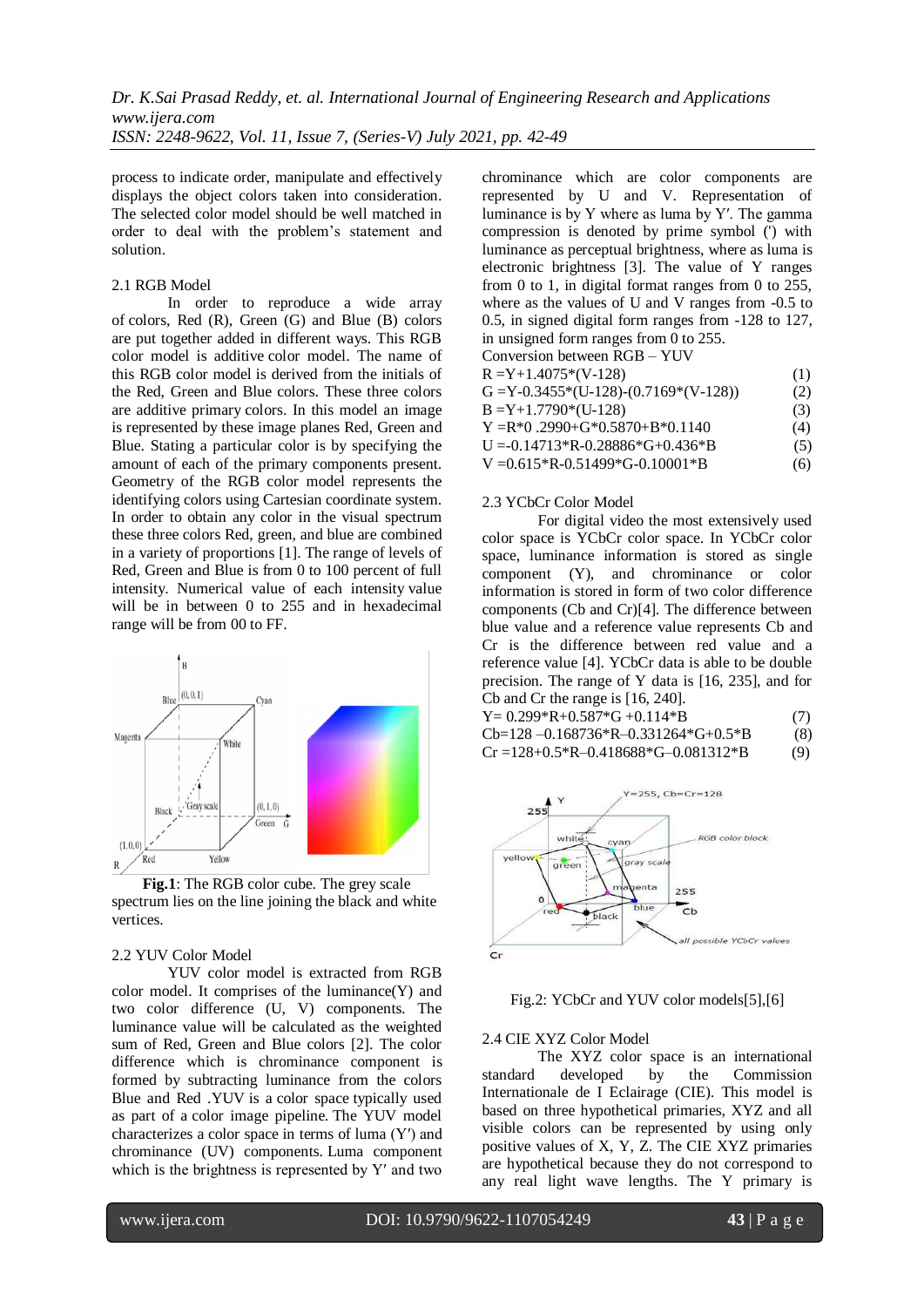process to indicate order, manipulate and effectively displays the object colors taken into consideration. The selected color model should be well matched in order to deal with the problem's statement and solution.

### 2.1 RGB Model

In order to reproduce a wide array of colors, Red (R), Green (G) and Blue (B) colors are put together added in different ways. This RGB color model is additive color model. The name of this RGB color model is derived from the initials of the Red, Green and Blue colors. These three colors are additive primary colors. In this model an image is represented by these image planes Red, Green and Blue. Stating a particular color is by specifying the amount of each of the primary components present. Geometry of the RGB color model represents the identifying colors using Cartesian coordinate system. In order to obtain any color in the visual spectrum these three colors Red, green, and blue are combined in a variety of proportions [1]. The range of levels of Red, Green and Blue is from 0 to 100 percent of full intensity. Numerical value of each intensity value will be in between 0 to 255 and in hexadecimal range will be from 00 to FF.

**Fig.1**: The RGB color cube. The grey scale spectrum lies on the line joining the black and white vertices.

### 2.2 YUV Color Model

YUV color model is extracted from RGB color model. It comprises of the luminance(Y) and two color difference (U, V) components. The luminance value will be calculated as the weighted sum of Red, Green and Blue colors [2]. The color difference which is chrominance component is formed by subtracting luminance from the colors Blue and Red .YUV is a color space typically used as part of a color image pipeline. The YUV model characterizes a color space in terms of luma (Y′) and chrominance (UV) components. Luma component which is the brightness is represented by Y′ and two chrominance which are color components are represented by U and V. Representation of luminance is by Y where as luma by Y′. The gamma compression is denoted by prime symbol (') with luminance as perceptual brightness, where as luma is electronic brightness [3]. The value of Y ranges from 0 to 1, in digital format ranges from 0 to 255, where as the values of U and V ranges from -0.5 to 0.5, in signed digital form ranges from -128 to 127, in unsigned form ranges from 0 to 255.

Conversion between RGB – YUV

$$R = Y + 1.4075*(V-128) \quad (1)$$

$$G = Y - 0.3455*(U-128) - (0.7169*(V-128)) \quad (2)$$

$$B = Y + 1.7790*(U-128) \quad (3)$$

$$Y = R*0.2990 + G*0.5870 + B*0.1140 \quad (4)$$

$$U = -0.14713*R - 0.28886*G + 0.436*B \quad (5)$$

$$V = 0.615*R - 0.51499*G - 0.10001*B \quad (6)$$

### 2.3 YCbCr Color Model

For digital video the most extensively used color space is YCbCr color space. In YCbCr color space, luminance information is stored as single component (Y), and chrominance or color information is stored in form of two color difference components (Cb and Cr)[4]. The difference between blue value and a reference value represents Cb and Cr is the difference between red value and a reference value [4]. YCbCr data is able to be double precision. The range of Y data is [16, 235], and for Cb and Cr the range is [16, 240].

$$Y = 0.299*R + 0.587*G + 0.114*B \quad (7)$$

$$Cb = 128 - 0.168736*R - 0.331264*G + 0.5*B \quad (8)$$

$$Cr = 128 + 0.5*R - 0.418688*G - 0.081312*B \quad (9)$$

Fig.2: YCbCr and YUV color models[5],[6]

### 2.4 CIE XYZ Color Model

The XYZ color space is an international standard developed by the Commission Internationale de I Eclairage (CIE). This model is based on three hypothetical primaries, XYZ and all visible colors can be represented by using only positive values of X, Y, Z. The CIE XYZ primaries are hypothetical because they do not correspond to any real light wave lengths. The Y primary is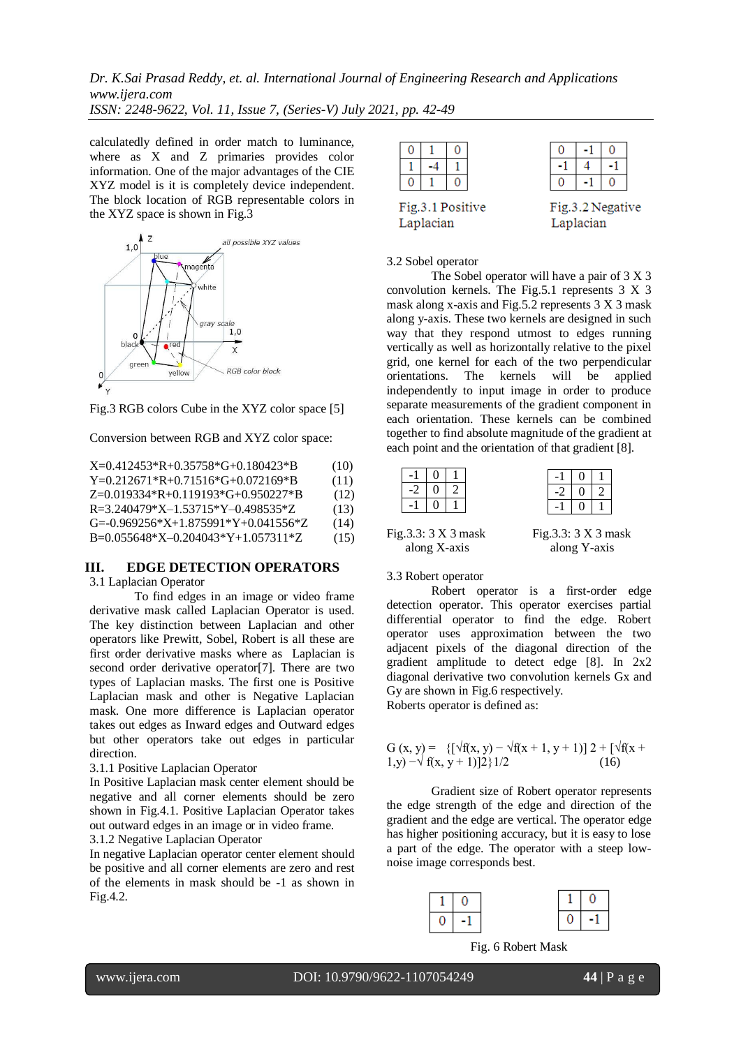calculatedly defined in order match to luminance, where as X and Z primaries provides color information. One of the major advantages of the CIE XYZ model is it is completely device independent. The block location of RGB representable colors in the XYZ space is shown in Fig.3

Fig.3 RGB colors Cube in the XYZ color space [5]

Conversion between RGB and XYZ color space:

$$X=0.412453*R+0.35758*G+0.180423*B \quad (10)$$
$$Y=0.212671*R+0.71516*G+0.072169*B \quad (11)$$
$$Z=0.019334*R+0.119193*G+0.950227*B \quad (12)$$
$$R=3.240479*X-1.53715*Y-0.498535*Z \quad (13)$$
$$G=-0.969256*X+1.875991*Y+0.041556*Z \quad (14)$$
$$B=0.055648*X-0.204043*Y+1.057311*Z \quad (15)$$

## III. EDGE DETECTION OPERATORS

### 3.1 Laplacian Operator

To find edges in an image or video frame derivative mask called Laplacian Operator is used. The key distinction between Laplacian and other operators like Prewitt, Sobel, Robert is all these are first order derivative masks where as Laplacian is second order derivative operator[7]. There are two types of Laplacian masks. The first one is Positive Laplacian mask and other is Negative Laplacian mask. One more difference is Laplacian operator takes out edges as Inward edges and Outward edges but other operators take out edges in particular direction.

#### 3.1.1 Positive Laplacian Operator

In Positive Laplacian mask center element should be negative and all corner elements should be zero shown in Fig.4.1. Positive Laplacian Operator takes out outward edges in an image or in video frame.

#### 3.1.2 Negative Laplacian Operator

In negative Laplacian operator center element should be positive and all corner elements are zero and rest of the elements in mask should be -1 as shown in Fig.4.2.

| 0 | 1 | 0 |
|---|---|---|
| 1 | -4 | 1 |
| 0 | 1 | 0 |

Fig.3.1 Positive Laplacian

| 0 | -1 | 0 |
|---|---|---|
| -1 | 4 | -1 |
| 0 | -1 | 0 |

Fig.3.2 Negative Laplacian

### 3.2 Sobel operator

The Sobel operator will have a pair of 3 X 3 convolution kernels. The Fig.5.1 represents 3 X 3 mask along x-axis and Fig.5.2 represents 3 X 3 mask along y-axis. These two kernels are designed in such way that they respond utmost to edges running vertically as well as horizontally relative to the pixel grid, one kernel for each of the two perpendicular orientations. The kernels will be applied independently to input image in order to produce separate measurements of the gradient component in each orientation. These kernels can be combined together to find absolute magnitude of the gradient at each point and the orientation of that gradient [8].

| -1 | 0 | 1 |
|---|---|---|
| -2 | 0 | 2 |
| -1 | 0 | 1 |

Fig.3.3: 3 X 3 mask along X-axis

| -1 | 0 | 1 |
|---|---|---|
| -2 | 0 | 2 |
| -1 | 0 | 1 |

Fig.3.3: 3 X 3 mask along Y-axis

### 3.3 Robert operator

Robert operator is a first-order edge detection operator. This operator exercises partial differential operator to find the edge. Robert operator uses approximation between the two adjacent pixels of the diagonal direction of the gradient amplitude to detect edge [8]. In 2x2 diagonal derivative two convolution kernels Gx and Gy are shown in Fig.6 respectively.

Roberts operator is defined as:

$$G(x, y) = \{[\sqrt{f(x, y)} - \sqrt{f(x+1, y+1)}]2 + [\sqrt{f(x+1, y)} - \sqrt{f(x, y+1)}]2\}1/2 \quad (16)$$

Gradient size of Robert operator represents the edge strength of the edge and direction of the gradient and the edge are vertical. The operator edge has higher positioning accuracy, but it is easy to lose a part of the edge. The operator with a steep low-noise image corresponds best.

| 1 | 0 |
|---|---|
| 0 | -1 |

| 1 | 0 |
|---|---|
| 0 | -1 |

Fig. 6 Robert Mask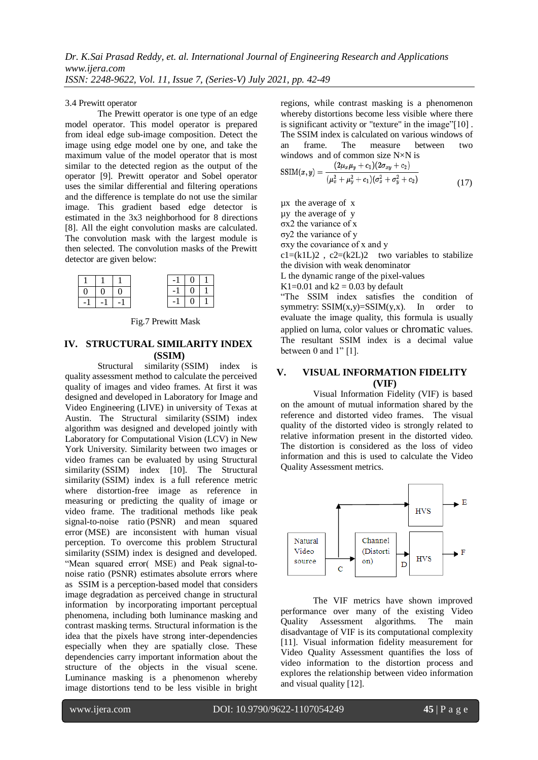3.4 Prewitt operator

The Prewitt operator is one type of an edge model operator. This model operator is prepared from ideal edge sub-image composition. Detect the image using edge model one by one, and take the maximum value of the model operator that is most similar to the detected region as the output of the operator [9]. Prewitt operator and Sobel operator uses the similar differential and filtering operations and the difference is template do not use the similar image. This gradient based edge detector is estimated in the 3x3 neighborhood for 8 directions [8]. All the eight convolution masks are calculated. The convolution mask with the largest module is then selected. The convolution masks of the Prewitt detector are given below:

| 1 | 1 | 1 |
|---|---|---|
| 0 | 0 | 0 |
| -1 | -1 | -1 |

| -1 | 0 | 1 |
|---|---|---|
| -1 | 0 | 1 |
| -1 | 0 | 1 |

Fig.7 Prewitt Mask

## IV. STRUCTURAL SIMILARITY INDEX (SSIM)

Structural similarity (SSIM) index is quality assessment method to calculate the perceived quality of images and video frames. At first it was designed and developed in Laboratory for Image and Video Engineering (LIVE) in university of Texas at Austin. The Structural similarity (SSIM) index algorithm was designed and developed jointly with Laboratory for Computational Vision (LCV) in New York University. Similarity between two images or video frames can be evaluated by using Structural similarity (SSIM) index [10]. The Structural similarity (SSIM) index is a full reference metric where distortion-free image as reference in measuring or predicting the quality of image or video frame. The traditional methods like peak signal-to-noise ratio (PSNR) and mean squared error (MSE) are inconsistent with human visual perception. To overcome this problem Structural similarity (SSIM) index is designed and developed. "Mean squared error( MSE) and Peak signal-to-noise ratio (PSNR) estimates absolute errors where as SSIM is a perception-based model that considers image degradation as perceived change in structural information by incorporating important perceptual phenomena, including both luminance masking and contrast masking terms. Structural information is the idea that the pixels have strong inter-dependencies especially when they are spatially close. These dependencies carry important information about the structure of the objects in the visual scene. Luminance masking is a phenomenon whereby image distortions tend to be less visible in bright regions, while contrast masking is a phenomenon whereby distortions become less visible where there is significant activity or "texture" in the image"[10] . The SSIM index is calculated on various windows of an frame. The measure between two windows and of common size N×N is

$$\mathrm{SSIM}(x,y) = \frac{(2\mu_x\mu_y + c_1)(2\sigma_{xy} + c_2)}{(\mu_x^2 + \mu_y^2 + c_1)(\sigma_x^2 + \sigma_y^2 + c_2)} \quad (17)$$

$\mu x$ the average of x
$\mu y$ the average of y
$\sigma x2$ the variance of x
$\sigma y2$ the variance of y
$\sigma xy$ the covariance of x and y
$c1=(k1L)2$ , $c2=(k2L)2$ two variables to stabilize the division with weak denominator
L the dynamic range of the pixel-values
K1=0.01 and k2 = 0.03 by default

"The SSIM index satisfies the condition of symmetry: SSIM(x,y)=SSIM(y,x). In order to evaluate the image quality, this formula is usually applied on luma, color values or chromatic values. The resultant SSIM index is a decimal value between 0 and 1" [1].

## V. VISUAL INFORMATION FIDELITY (VIF)

Visual Information Fidelity (VIF) is based on the amount of mutual information shared by the reference and distorted video frames. The visual quality of the distorted video is strongly related to relative information present in the distorted video. The distortion is considered as the loss of video information and this is used to calculate the Video Quality Assessment metrics.

The VIF metrics have shown improved performance over many of the existing Video Quality Assessment algorithms. The main disadvantage of VIF is its computational complexity [11]. Visual information fidelity measurement for Video Quality Assessment quantifies the loss of video information to the distortion process and explores the relationship between video information and visual quality [12].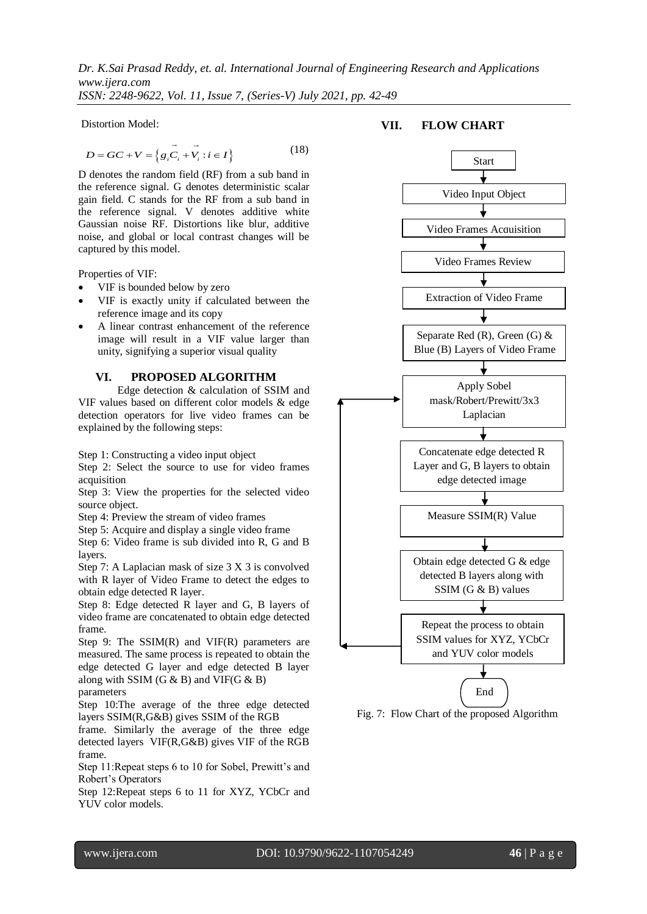Distortion Model:

$$D = GC + V = \left\{ g_i \vec{C}_i + \vec{V}_i : i \in I \right\} \tag{18}$$

D denotes the random field (RF) from a sub band in the reference signal. G denotes deterministic scalar gain field. C stands for the RF from a sub band in the reference signal. V denotes additive white Gaussian noise RF. Distortions like blur, additive noise, and global or local contrast changes will be captured by this model.

Properties of VIF:

- VIF is bounded below by zero
- VIF is exactly unity if calculated between the reference image and its copy
- A linear contrast enhancement of the reference image will result in a VIF value larger than unity, signifying a superior visual quality

## VI. PROPOSED ALGORITHM

Edge detection & calculation of SSIM and VIF values based on different color models & edge detection operators for live video frames can be explained by the following steps:

Step 1: Constructing a video input object
Step 2: Select the source to use for video frames acquisition
Step 3: View the properties for the selected video source object.
Step 4: Preview the stream of video frames
Step 5: Acquire and display a single video frame
Step 6: Video frame is sub divided into R, G and B layers.
Step 7: A Laplacian mask of size 3 X 3 is convolved with R layer of Video Frame to detect the edges to obtain edge detected R layer.
Step 8: Edge detected R layer and G, B layers of video frame are concatenated to obtain edge detected frame.
Step 9: The SSIM(R) and VIF(R) parameters are measured. The same process is repeated to obtain the edge detected G layer and edge detected B layer along with SSIM (G & B) and VIF(G & B) parameters
Step 10:The average of the three edge detected layers SSIM(R,G&B) gives SSIM of the RGB frame. Similarly the average of the three edge detected layers VIF(R,G&B) gives VIF of the RGB frame.
Step 11:Repeat steps 6 to 10 for Sobel, Prewitt's and Robert's Operators
Step 12:Repeat steps 6 to 11 for XYZ, YCbCr and YUV color models.

## VII. FLOW CHART

Start → Video Input Object → Video Frames Acquisition → Video Frames Review → Extraction of Video Frame → Separate Red (R), Green (G) & Blue (B) Layers of Video Frame → Apply Sobel mask/Robert/Prewitt/3x3 Laplacian → Concatenate edge detected R Layer and G, B layers to obtain edge detected image → Measure SSIM(R) Value → Obtain edge detected G & edge detected B layers along with SSIM (G & B) values → Repeat the process to obtain SSIM values for XYZ, YCbCr and YUV color models → End

Fig. 7: Flow Chart of the proposed Algorithm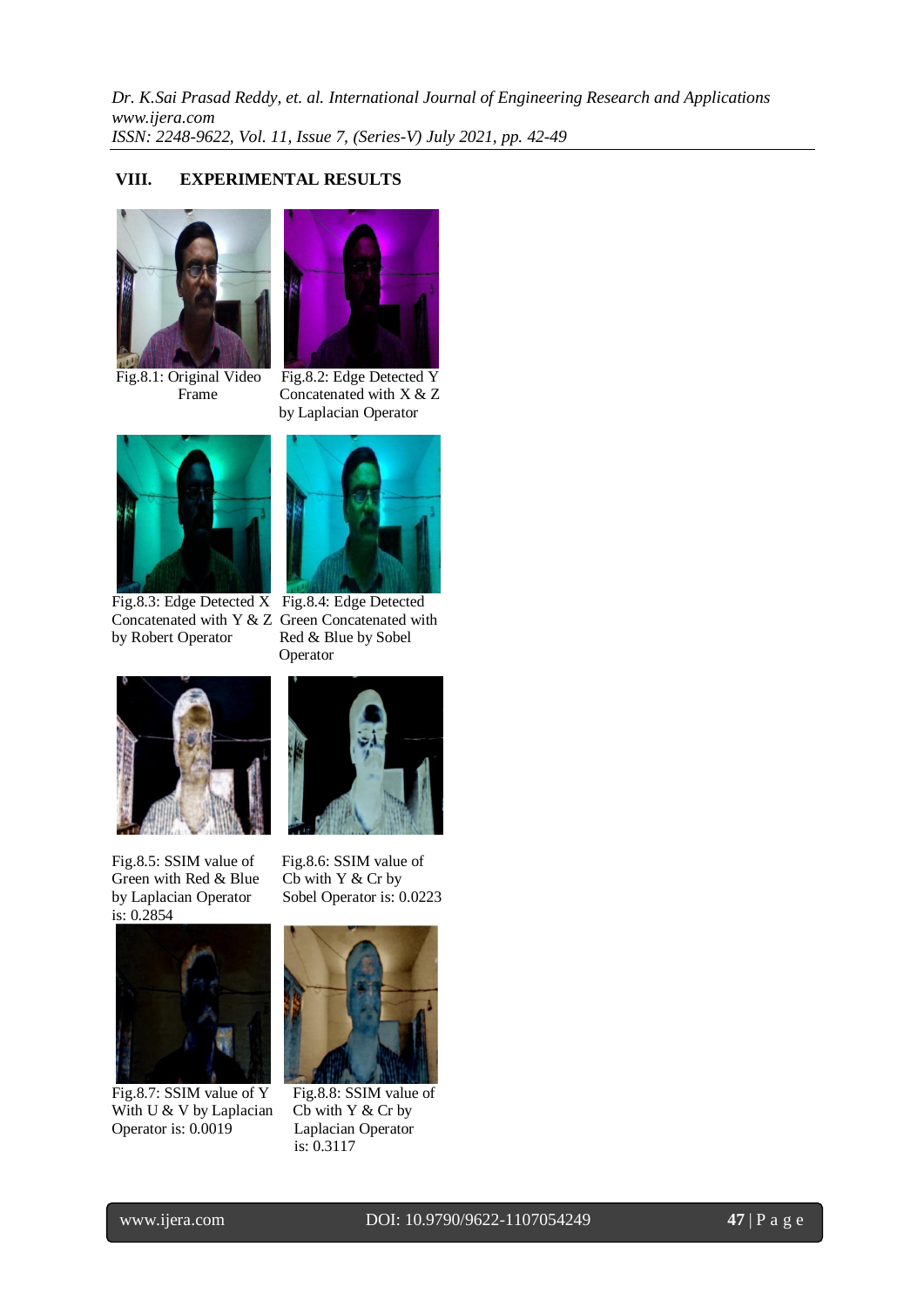## VIII. EXPERIMENTAL RESULTS

Fig.8.1: Original Video Frame

Fig.8.2: Edge Detected Y Concatenated with X & Z by Laplacian Operator

Fig.8.3: Edge Detected X Concatenated with Y & Z by Robert Operator

Fig.8.4: Edge Detected Green Concatenated with Red & Blue by Sobel Operator

Fig.8.5: SSIM value of Green with Red & Blue by Laplacian Operator is: 0.2854

Fig.8.6: SSIM value of Cb with Y & Cr by Sobel Operator is: 0.0223

Fig.8.7: SSIM value of Y With U & V by Laplacian Operator is: 0.0019

Fig.8.8: SSIM value of Cb with Y & Cr by Laplacian Operator is: 0.3117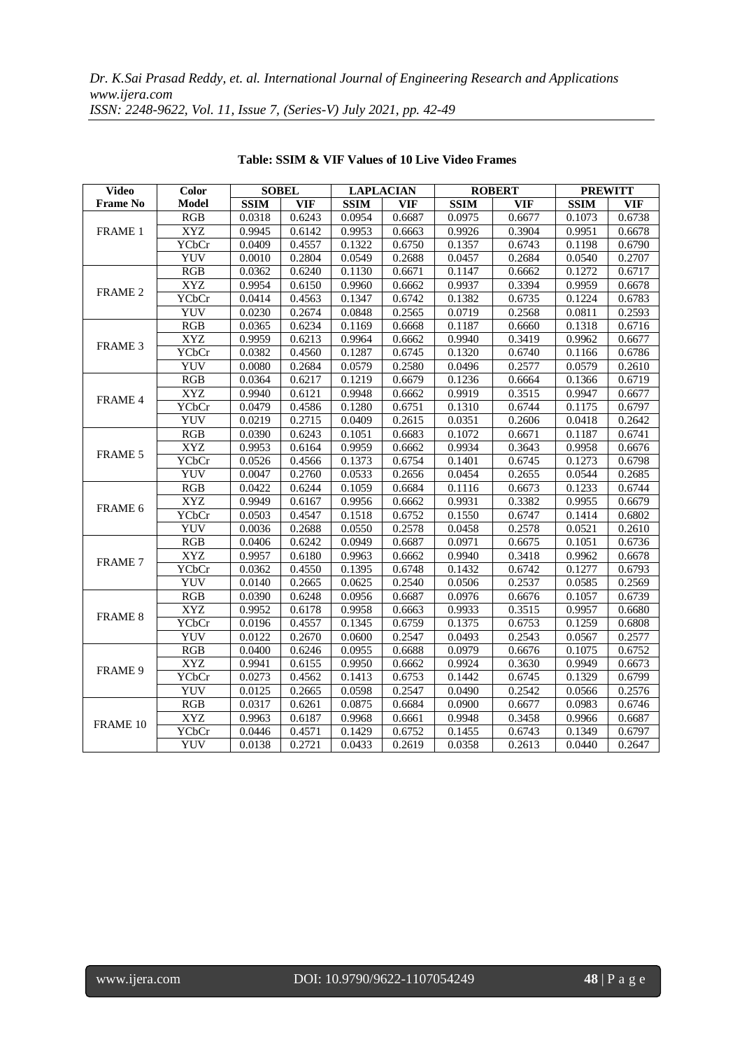**Table: SSIM & VIF Values of 10 Live Video Frames**

| Video Frame No | Color Model | SOBEL | | LAPLACIAN | | ROBERT | | PREWITT | |
|---|---|---|---|---|---|---|---|---|---|
| | | SSIM | VIF | SSIM | VIF | SSIM | VIF | SSIM | VIF |
| FRAME 1 | RGB | 0.0318 | 0.6243 | 0.0954 | 0.6687 | 0.0975 | 0.6677 | 0.1073 | 0.6738 |
| | XYZ | 0.9945 | 0.6142 | 0.9953 | 0.6663 | 0.9926 | 0.3904 | 0.9951 | 0.6678 |
| | YCbCr | 0.0409 | 0.4557 | 0.1322 | 0.6750 | 0.1357 | 0.6743 | 0.1198 | 0.6790 |
| | YUV | 0.0010 | 0.2804 | 0.0549 | 0.2688 | 0.0457 | 0.2684 | 0.0540 | 0.2707 |
| FRAME 2 | RGB | 0.0362 | 0.6240 | 0.1130 | 0.6671 | 0.1147 | 0.6662 | 0.1272 | 0.6717 |
| | XYZ | 0.9954 | 0.6150 | 0.9960 | 0.6662 | 0.9937 | 0.3394 | 0.9959 | 0.6678 |
| | YCbCr | 0.0414 | 0.4563 | 0.1347 | 0.6742 | 0.1382 | 0.6735 | 0.1224 | 0.6783 |
| | YUV | 0.0230 | 0.2674 | 0.0848 | 0.2565 | 0.0719 | 0.2568 | 0.0811 | 0.2593 |
| FRAME 3 | RGB | 0.0365 | 0.6234 | 0.1169 | 0.6668 | 0.1187 | 0.6660 | 0.1318 | 0.6716 |
| | XYZ | 0.9959 | 0.6213 | 0.9964 | 0.6662 | 0.9940 | 0.3419 | 0.9962 | 0.6677 |
| | YCbCr | 0.0382 | 0.4560 | 0.1287 | 0.6745 | 0.1320 | 0.6740 | 0.1166 | 0.6786 |
| | YUV | 0.0080 | 0.2684 | 0.0579 | 0.2580 | 0.0496 | 0.2577 | 0.0579 | 0.2610 |
| FRAME 4 | RGB | 0.0364 | 0.6217 | 0.1219 | 0.6679 | 0.1236 | 0.6664 | 0.1366 | 0.6719 |
| | XYZ | 0.9940 | 0.6121 | 0.9948 | 0.6662 | 0.9919 | 0.3515 | 0.9947 | 0.6677 |
| | YCbCr | 0.0479 | 0.4586 | 0.1280 | 0.6751 | 0.1310 | 0.6744 | 0.1175 | 0.6797 |
| | YUV | 0.0219 | 0.2715 | 0.0409 | 0.2615 | 0.0351 | 0.2606 | 0.0418 | 0.2642 |
| FRAME 5 | RGB | 0.0390 | 0.6243 | 0.1051 | 0.6683 | 0.1072 | 0.6671 | 0.1187 | 0.6741 |
| | XYZ | 0.9953 | 0.6164 | 0.9959 | 0.6662 | 0.9934 | 0.3643 | 0.9958 | 0.6676 |
| | YCbCr | 0.0526 | 0.4566 | 0.1373 | 0.6754 | 0.1401 | 0.6745 | 0.1273 | 0.6798 |
| | YUV | 0.0047 | 0.2760 | 0.0533 | 0.2656 | 0.0454 | 0.2655 | 0.0544 | 0.2685 |
| FRAME 6 | RGB | 0.0422 | 0.6244 | 0.1059 | 0.6684 | 0.1116 | 0.6673 | 0.1233 | 0.6744 |
| | XYZ | 0.9949 | 0.6167 | 0.9956 | 0.6662 | 0.9931 | 0.3382 | 0.9955 | 0.6679 |
| | YCbCr | 0.0503 | 0.4547 | 0.1518 | 0.6752 | 0.1550 | 0.6747 | 0.1414 | 0.6802 |
| | YUV | 0.0036 | 0.2688 | 0.0550 | 0.2578 | 0.0458 | 0.2578 | 0.0521 | 0.2610 |
| FRAME 7 | RGB | 0.0406 | 0.6242 | 0.0949 | 0.6687 | 0.0971 | 0.6675 | 0.1051 | 0.6736 |
| | XYZ | 0.9957 | 0.6180 | 0.9963 | 0.6662 | 0.9940 | 0.3418 | 0.9962 | 0.6678 |
| | YCbCr | 0.0362 | 0.4550 | 0.1395 | 0.6748 | 0.1432 | 0.6742 | 0.1277 | 0.6793 |
| | YUV | 0.0140 | 0.2665 | 0.0625 | 0.2540 | 0.0506 | 0.2537 | 0.0585 | 0.2569 |
| FRAME 8 | RGB | 0.0390 | 0.6248 | 0.0956 | 0.6687 | 0.0976 | 0.6676 | 0.1057 | 0.6739 |
| | XYZ | 0.9952 | 0.6178 | 0.9958 | 0.6663 | 0.9933 | 0.3515 | 0.9957 | 0.6680 |
| | YCbCr | 0.0196 | 0.4557 | 0.1345 | 0.6759 | 0.1375 | 0.6753 | 0.1259 | 0.6808 |
| | YUV | 0.0122 | 0.2670 | 0.0600 | 0.2547 | 0.0493 | 0.2543 | 0.0567 | 0.2577 |
| FRAME 9 | RGB | 0.0400 | 0.6246 | 0.0955 | 0.6688 | 0.0979 | 0.6676 | 0.1075 | 0.6752 |
| | XYZ | 0.9941 | 0.6155 | 0.9950 | 0.6662 | 0.9924 | 0.3630 | 0.9949 | 0.6673 |
| | YCbCr | 0.0273 | 0.4562 | 0.1413 | 0.6753 | 0.1442 | 0.6745 | 0.1329 | 0.6799 |
| | YUV | 0.0125 | 0.2665 | 0.0598 | 0.2547 | 0.0490 | 0.2542 | 0.0566 | 0.2576 |
| FRAME 10 | RGB | 0.0317 | 0.6261 | 0.0875 | 0.6684 | 0.0900 | 0.6677 | 0.0983 | 0.6746 |
| | XYZ | 0.9963 | 0.6187 | 0.9968 | 0.6661 | 0.9948 | 0.3458 | 0.9966 | 0.6687 |
| | YCbCr | 0.0446 | 0.4571 | 0.1429 | 0.6752 | 0.1455 | 0.6743 | 0.1349 | 0.6797 |
| | YUV | 0.0138 | 0.2721 | 0.0433 | 0.2619 | 0.0358 | 0.2613 | 0.0440 | 0.2647 |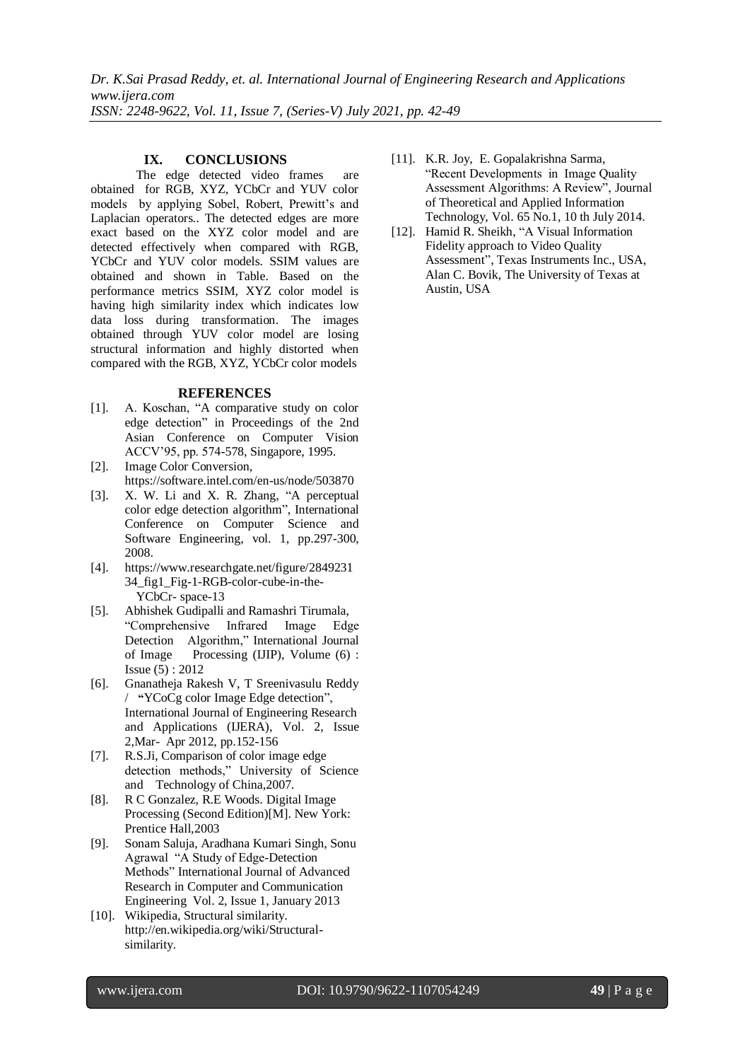## IX. CONCLUSIONS

The edge detected video frames are obtained for RGB, XYZ, YCbCr and YUV color models by applying Sobel, Robert, Prewitt's and Laplacian operators.. The detected edges are more exact based on the XYZ color model and are detected effectively when compared with RGB, YCbCr and YUV color models. SSIM values are obtained and shown in Table. Based on the performance metrics SSIM, XYZ color model is having high similarity index which indicates low data loss during transformation. The images obtained through YUV color model are losing structural information and highly distorted when compared with the RGB, XYZ, YCbCr color models

## REFERENCES

[1]. A. Koschan, "A comparative study on color edge detection" in Proceedings of the 2nd Asian Conference on Computer Vision ACCV'95, pp. 574-578, Singapore, 1995.

[2]. Image Color Conversion, https://software.intel.com/en-us/node/503870

[3]. X. W. Li and X. R. Zhang, "A perceptual color edge detection algorithm", International Conference on Computer Science and Software Engineering, vol. 1, pp.297-300, 2008.

[4]. https://www.researchgate.net/figure/284923134_fig1_Fig-1-RGB-color-cube-in-the-YCbCr- space-13

[5]. Abhishek Gudipalli and Ramashri Tirumala, "Comprehensive Infrared Image Edge Detection Algorithm," International Journal of Image Processing (IJIP), Volume (6) : Issue (5) : 2012

[6]. Gnanatheja Rakesh V, T Sreenivasulu Reddy / **"**YCoCg color Image Edge detection", International Journal of Engineering Research and Applications (IJERA), Vol. 2, Issue 2,Mar- Apr 2012, pp.152-156

[7]. R.S.Ji, Comparison of color image edge detection methods," University of Science and Technology of China,2007.

[8]. R C Gonzalez, R.E Woods. Digital Image Processing (Second Edition)[M]. New York: Prentice Hall,2003

[9]. Sonam Saluja, Aradhana Kumari Singh, Sonu Agrawal "A Study of Edge-Detection Methods" International Journal of Advanced Research in Computer and Communication Engineering Vol. 2, Issue 1, January 2013

[10]. Wikipedia, Structural similarity. http://en.wikipedia.org/wiki/Structural-similarity.

[11]. K.R. Joy, E. Gopalakrishna Sarma, "Recent Developments in Image Quality Assessment Algorithms: A Review", Journal of Theoretical and Applied Information Technology, Vol. 65 No.1, 10 th July 2014.

[12]. Hamid R. Sheikh, "A Visual Information Fidelity approach to Video Quality Assessment", Texas Instruments Inc., USA, Alan C. Bovik, The University of Texas at Austin, USA